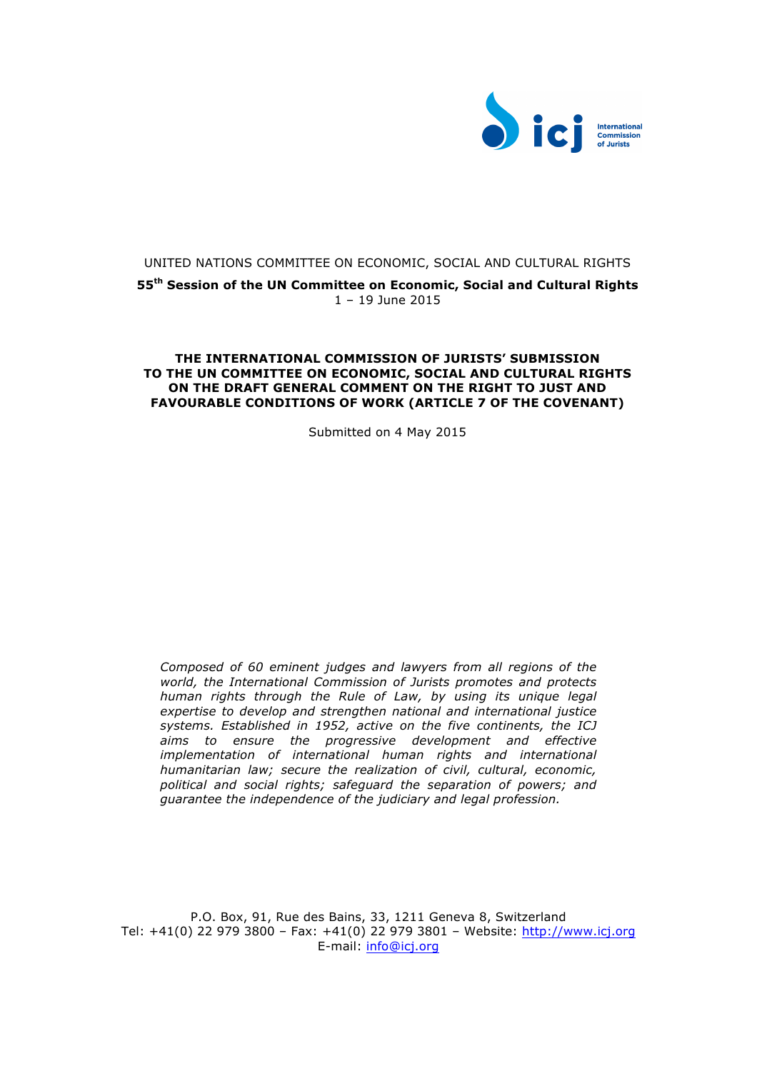International Commission of Jurists

UNITED NATIONS COMMITTEE ON ECONOMIC, SOCIAL AND CULTURAL RIGHTS

**55th Session of the UN Committee on Economic, Social and Cultural Rights**
1 – 19 June 2015

# THE INTERNATIONAL COMMISSION OF JURISTS' SUBMISSION TO THE UN COMMITTEE ON ECONOMIC, SOCIAL AND CULTURAL RIGHTS ON THE DRAFT GENERAL COMMENT ON THE RIGHT TO JUST AND FAVOURABLE CONDITIONS OF WORK (ARTICLE 7 OF THE COVENANT)

Submitted on 4 May 2015

*Composed of 60 eminent judges and lawyers from all regions of the world, the International Commission of Jurists promotes and protects human rights through the Rule of Law, by using its unique legal expertise to develop and strengthen national and international justice systems. Established in 1952, active on the five continents, the ICJ aims to ensure the progressive development and effective implementation of international human rights and international humanitarian law; secure the realization of civil, cultural, economic, political and social rights; safeguard the separation of powers; and guarantee the independence of the judiciary and legal profession.*

P.O. Box, 91, Rue des Bains, 33, 1211 Geneva 8, Switzerland
Tel: +41(0) 22 979 3800 – Fax: +41(0) 22 979 3801 – Website: http://www.icj.org
E-mail: info@icj.org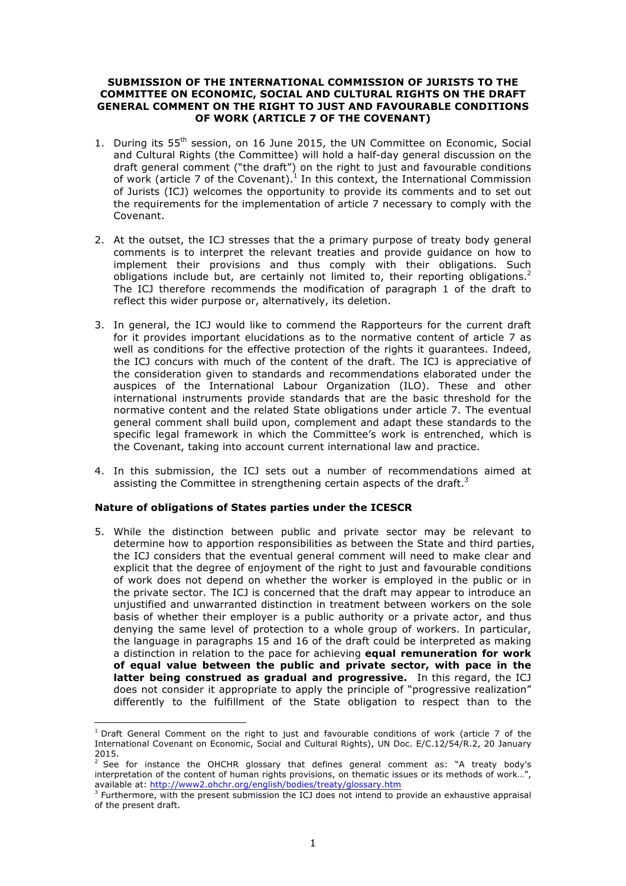**SUBMISSION OF THE INTERNATIONAL COMMISSION OF JURISTS TO THE COMMITTEE ON ECONOMIC, SOCIAL AND CULTURAL RIGHTS ON THE DRAFT GENERAL COMMENT ON THE RIGHT TO JUST AND FAVOURABLE CONDITIONS OF WORK (ARTICLE 7 OF THE COVENANT)**

1. During its 55th session, on 16 June 2015, the UN Committee on Economic, Social and Cultural Rights (the Committee) will hold a half-day general discussion on the draft general comment ("the draft") on the right to just and favourable conditions of work (article 7 of the Covenant).[1] In this context, the International Commission of Jurists (ICJ) welcomes the opportunity to provide its comments and to set out the requirements for the implementation of article 7 necessary to comply with the Covenant.

2. At the outset, the ICJ stresses that the a primary purpose of treaty body general comments is to interpret the relevant treaties and provide guidance on how to implement their provisions and thus comply with their obligations. Such obligations include but, are certainly not limited to, their reporting obligations.[2] The ICJ therefore recommends the modification of paragraph 1 of the draft to reflect this wider purpose or, alternatively, its deletion.

3. In general, the ICJ would like to commend the Rapporteurs for the current draft for it provides important elucidations as to the normative content of article 7 as well as conditions for the effective protection of the rights it guarantees. Indeed, the ICJ concurs with much of the content of the draft. The ICJ is appreciative of the consideration given to standards and recommendations elaborated under the auspices of the International Labour Organization (ILO). These and other international instruments provide standards that are the basic threshold for the normative content and the related State obligations under article 7. The eventual general comment shall build upon, complement and adapt these standards to the specific legal framework in which the Committee's work is entrenched, which is the Covenant, taking into account current international law and practice.

4. In this submission, the ICJ sets out a number of recommendations aimed at assisting the Committee in strengthening certain aspects of the draft.[3]

**Nature of obligations of States parties under the ICESCR**

5. While the distinction between public and private sector may be relevant to determine how to apportion responsibilities as between the State and third parties, the ICJ considers that the eventual general comment will need to make clear and explicit that the degree of enjoyment of the right to just and favourable conditions of work does not depend on whether the worker is employed in the public or in the private sector. The ICJ is concerned that the draft may appear to introduce an unjustified and unwarranted distinction in treatment between workers on the sole basis of whether their employer is a public authority or a private actor, and thus denying the same level of protection to a whole group of workers. In particular, the language in paragraphs 15 and 16 of the draft could be interpreted as making a distinction in relation to the pace for achieving **equal remuneration for work of equal value between the public and private sector, with pace in the latter being construed as gradual and progressive.** In this regard, the ICJ does not consider it appropriate to apply the principle of "progressive realization" differently to the fulfillment of the State obligation to respect than to the

---

[1] Draft General Comment on the right to just and favourable conditions of work (article 7 of the International Covenant on Economic, Social and Cultural Rights), UN Doc. E/C.12/54/R.2, 20 January 2015.

[2] See for instance the OHCHR glossary that defines general comment as: "A treaty body's interpretation of the content of human rights provisions, on thematic issues or its methods of work…", available at: http://www2.ohchr.org/english/bodies/treaty/glossary.htm

[3] Furthermore, with the present submission the ICJ does not intend to provide an exhaustive appraisal of the present draft.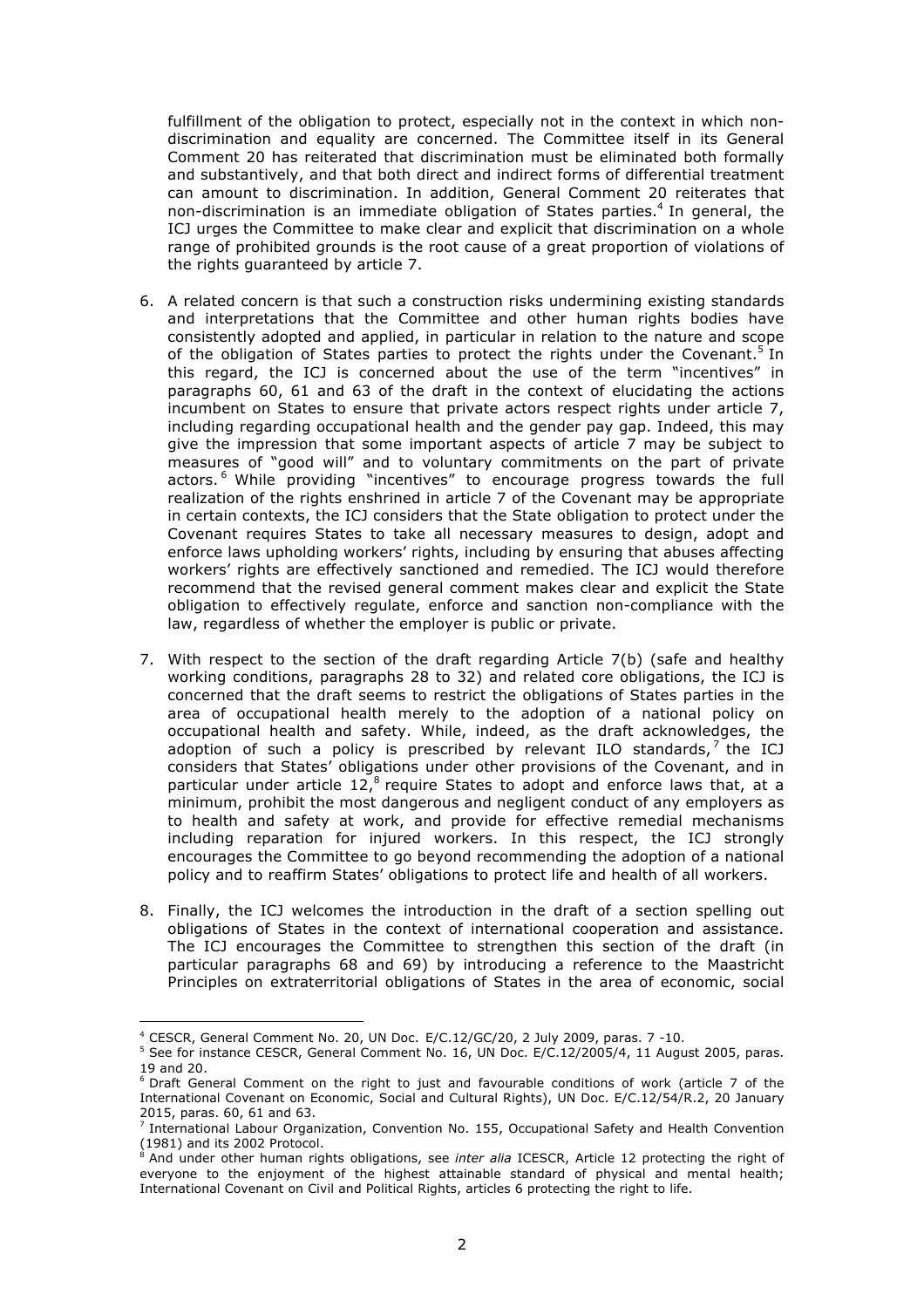fulfillment of the obligation to protect, especially not in the context in which non-discrimination and equality are concerned. The Committee itself in its General Comment 20 has reiterated that discrimination must be eliminated both formally and substantively, and that both direct and indirect forms of differential treatment can amount to discrimination. In addition, General Comment 20 reiterates that non-discrimination is an immediate obligation of States parties.[4] In general, the ICJ urges the Committee to make clear and explicit that discrimination on a whole range of prohibited grounds is the root cause of a great proportion of violations of the rights guaranteed by article 7.

6. A related concern is that such a construction risks undermining existing standards and interpretations that the Committee and other human rights bodies have consistently adopted and applied, in particular in relation to the nature and scope of the obligation of States parties to protect the rights under the Covenant.[5] In this regard, the ICJ is concerned about the use of the term "incentives" in paragraphs 60, 61 and 63 of the draft in the context of elucidating the actions incumbent on States to ensure that private actors respect rights under article 7, including regarding occupational health and the gender pay gap. Indeed, this may give the impression that some important aspects of article 7 may be subject to measures of "good will" and to voluntary commitments on the part of private actors.[6] While providing "incentives" to encourage progress towards the full realization of the rights enshrined in article 7 of the Covenant may be appropriate in certain contexts, the ICJ considers that the State obligation to protect under the Covenant requires States to take all necessary measures to design, adopt and enforce laws upholding workers' rights, including by ensuring that abuses affecting workers' rights are effectively sanctioned and remedied. The ICJ would therefore recommend that the revised general comment makes clear and explicit the State obligation to effectively regulate, enforce and sanction non-compliance with the law, regardless of whether the employer is public or private.

7. With respect to the section of the draft regarding Article 7(b) (safe and healthy working conditions, paragraphs 28 to 32) and related core obligations, the ICJ is concerned that the draft seems to restrict the obligations of States parties in the area of occupational health merely to the adoption of a national policy on occupational health and safety. While, indeed, as the draft acknowledges, the adoption of such a policy is prescribed by relevant ILO standards,[7] the ICJ considers that States' obligations under other provisions of the Covenant, and in particular under article 12,[8] require States to adopt and enforce laws that, at a minimum, prohibit the most dangerous and negligent conduct of any employers as to health and safety at work, and provide for effective remedial mechanisms including reparation for injured workers. In this respect, the ICJ strongly encourages the Committee to go beyond recommending the adoption of a national policy and to reaffirm States' obligations to protect life and health of all workers.

8. Finally, the ICJ welcomes the introduction in the draft of a section spelling out obligations of States in the context of international cooperation and assistance. The ICJ encourages the Committee to strengthen this section of the draft (in particular paragraphs 68 and 69) by introducing a reference to the Maastricht Principles on extraterritorial obligations of States in the area of economic, social

---

[4] CESCR, General Comment No. 20, UN Doc. E/C.12/GC/20, 2 July 2009, paras. 7 -10.

[5] See for instance CESCR, General Comment No. 16, UN Doc. E/C.12/2005/4, 11 August 2005, paras. 19 and 20.

[6] Draft General Comment on the right to just and favourable conditions of work (article 7 of the International Covenant on Economic, Social and Cultural Rights), UN Doc. E/C.12/54/R.2, 20 January 2015, paras. 60, 61 and 63.

[7] International Labour Organization, Convention No. 155, Occupational Safety and Health Convention (1981) and its 2002 Protocol.

[8] And under other human rights obligations, see *inter alia* ICESCR, Article 12 protecting the right of everyone to the enjoyment of the highest attainable standard of physical and mental health; International Covenant on Civil and Political Rights, articles 6 protecting the right to life.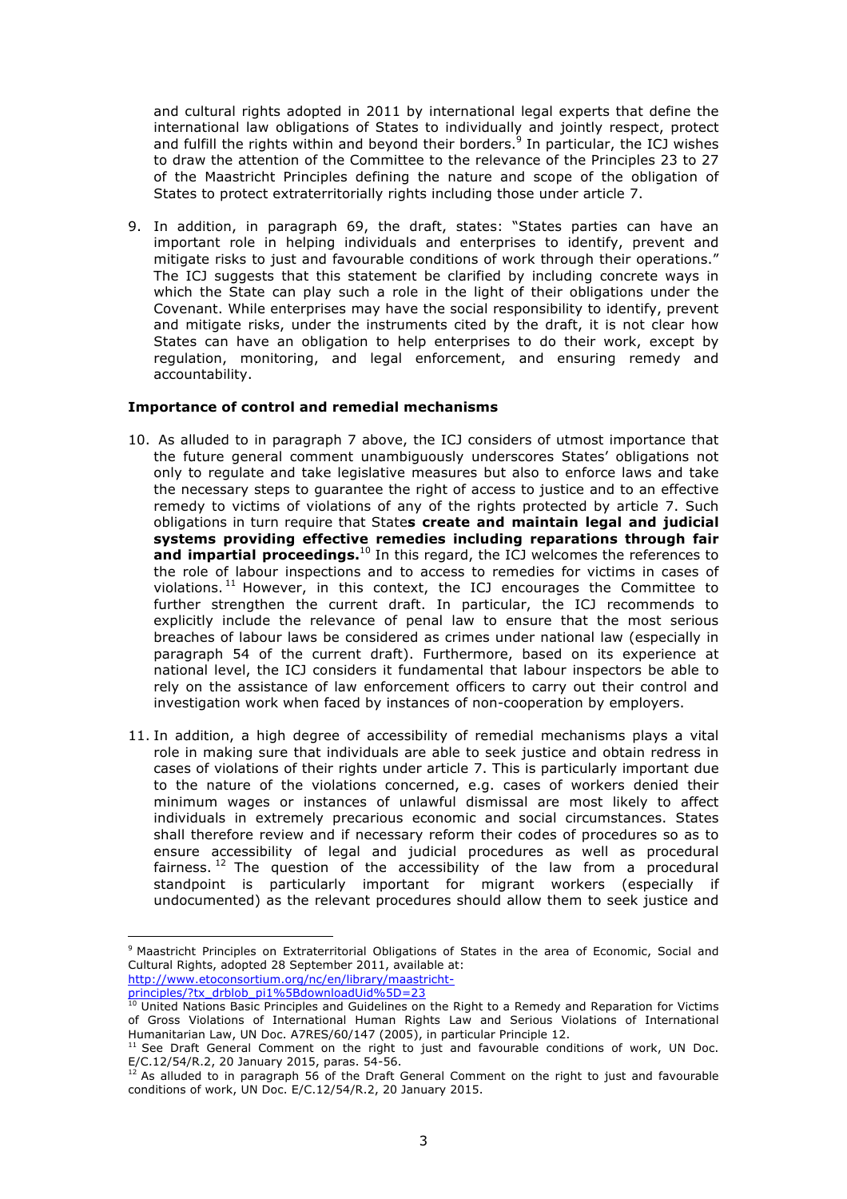and cultural rights adopted in 2011 by international legal experts that define the international law obligations of States to individually and jointly respect, protect and fulfill the rights within and beyond their borders.[9] In particular, the ICJ wishes to draw the attention of the Committee to the relevance of the Principles 23 to 27 of the Maastricht Principles defining the nature and scope of the obligation of States to protect extraterritorially rights including those under article 7.

9. In addition, in paragraph 69, the draft, states: "States parties can have an important role in helping individuals and enterprises to identify, prevent and mitigate risks to just and favourable conditions of work through their operations." The ICJ suggests that this statement be clarified by including concrete ways in which the State can play such a role in the light of their obligations under the Covenant. While enterprises may have the social responsibility to identify, prevent and mitigate risks, under the instruments cited by the draft, it is not clear how States can have an obligation to help enterprises to do their work, except by regulation, monitoring, and legal enforcement, and ensuring remedy and accountability.

**Importance of control and remedial mechanisms**

10. As alluded to in paragraph 7 above, the ICJ considers of utmost importance that the future general comment unambiguously underscores States' obligations not only to regulate and take legislative measures but also to enforce laws and take the necessary steps to guarantee the right of access to justice and to an effective remedy to victims of violations of any of the rights protected by article 7. Such obligations in turn require that State**s create and maintain legal and judicial systems providing effective remedies including reparations through fair and impartial proceedings.**[10] In this regard, the ICJ welcomes the references to the role of labour inspections and to access to remedies for victims in cases of violations.[11] However, in this context, the ICJ encourages the Committee to further strengthen the current draft. In particular, the ICJ recommends to explicitly include the relevance of penal law to ensure that the most serious breaches of labour laws be considered as crimes under national law (especially in paragraph 54 of the current draft). Furthermore, based on its experience at national level, the ICJ considers it fundamental that labour inspectors be able to rely on the assistance of law enforcement officers to carry out their control and investigation work when faced by instances of non-cooperation by employers.

11. In addition, a high degree of accessibility of remedial mechanisms plays a vital role in making sure that individuals are able to seek justice and obtain redress in cases of violations of their rights under article 7. This is particularly important due to the nature of the violations concerned, e.g. cases of workers denied their minimum wages or instances of unlawful dismissal are most likely to affect individuals in extremely precarious economic and social circumstances. States shall therefore review and if necessary reform their codes of procedures so as to ensure accessibility of legal and judicial procedures as well as procedural fairness.[12] The question of the accessibility of the law from a procedural standpoint is particularly important for migrant workers (especially if undocumented) as the relevant procedures should allow them to seek justice and

---

[9] Maastricht Principles on Extraterritorial Obligations of States in the area of Economic, Social and Cultural Rights, adopted 28 September 2011, available at: http://www.etoconsortium.org/nc/en/library/maastricht-principles/?tx_drblob_pi1%5BdownloadUid%5D=23

[10] United Nations Basic Principles and Guidelines on the Right to a Remedy and Reparation for Victims of Gross Violations of International Human Rights Law and Serious Violations of International Humanitarian Law, UN Doc. A7RES/60/147 (2005), in particular Principle 12.

[11] See Draft General Comment on the right to just and favourable conditions of work, UN Doc. E/C.12/54/R.2, 20 January 2015, paras. 54-56.

[12] As alluded to in paragraph 56 of the Draft General Comment on the right to just and favourable conditions of work, UN Doc. E/C.12/54/R.2, 20 January 2015.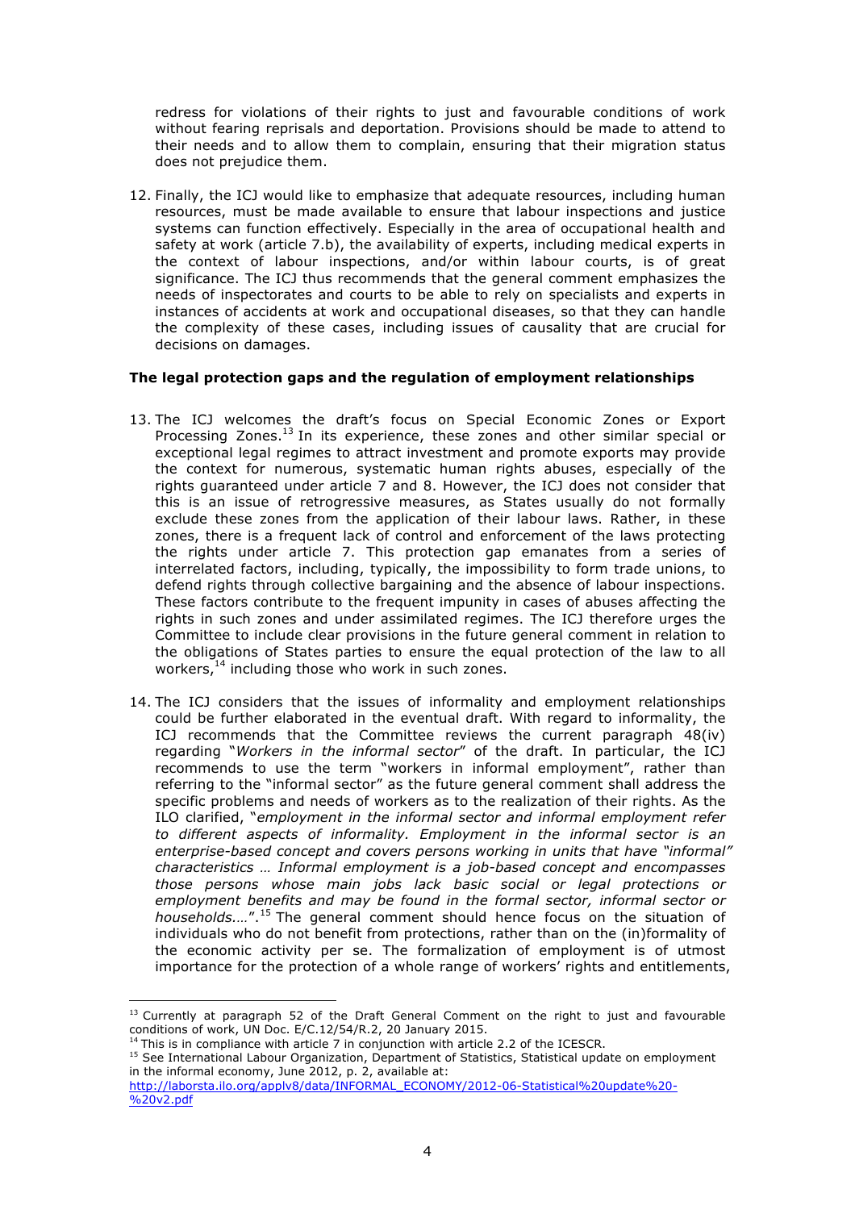redress for violations of their rights to just and favourable conditions of work without fearing reprisals and deportation. Provisions should be made to attend to their needs and to allow them to complain, ensuring that their migration status does not prejudice them.

12. Finally, the ICJ would like to emphasize that adequate resources, including human resources, must be made available to ensure that labour inspections and justice systems can function effectively. Especially in the area of occupational health and safety at work (article 7.b), the availability of experts, including medical experts in the context of labour inspections, and/or within labour courts, is of great significance. The ICJ thus recommends that the general comment emphasizes the needs of inspectorates and courts to be able to rely on specialists and experts in instances of accidents at work and occupational diseases, so that they can handle the complexity of these cases, including issues of causality that are crucial for decisions on damages.

**The legal protection gaps and the regulation of employment relationships**

13. The ICJ welcomes the draft's focus on Special Economic Zones or Export Processing Zones.[13] In its experience, these zones and other similar special or exceptional legal regimes to attract investment and promote exports may provide the context for numerous, systematic human rights abuses, especially of the rights guaranteed under article 7 and 8. However, the ICJ does not consider that this is an issue of retrogressive measures, as States usually do not formally exclude these zones from the application of their labour laws. Rather, in these zones, there is a frequent lack of control and enforcement of the laws protecting the rights under article 7. This protection gap emanates from a series of interrelated factors, including, typically, the impossibility to form trade unions, to defend rights through collective bargaining and the absence of labour inspections. These factors contribute to the frequent impunity in cases of abuses affecting the rights in such zones and under assimilated regimes. The ICJ therefore urges the Committee to include clear provisions in the future general comment in relation to the obligations of States parties to ensure the equal protection of the law to all workers,[14] including those who work in such zones.

14. The ICJ considers that the issues of informality and employment relationships could be further elaborated in the eventual draft. With regard to informality, the ICJ recommends that the Committee reviews the current paragraph 48(iv) regarding "*Workers in the informal sector*" of the draft. In particular, the ICJ recommends to use the term "workers in informal employment", rather than referring to the "informal sector" as the future general comment shall address the specific problems and needs of workers as to the realization of their rights. As the ILO clarified, "*employment in the informal sector and informal employment refer to different aspects of informality. Employment in the informal sector is an enterprise-based concept and covers persons working in units that have "informal" characteristics … Informal employment is a job-based concept and encompasses those persons whose main jobs lack basic social or legal protections or employment benefits and may be found in the formal sector, informal sector or households.…*".[15] The general comment should hence focus on the situation of individuals who do not benefit from protections, rather than on the (in)formality of the economic activity per se. The formalization of employment is of utmost importance for the protection of a whole range of workers' rights and entitlements,

---

[13] Currently at paragraph 52 of the Draft General Comment on the right to just and favourable conditions of work, UN Doc. E/C.12/54/R.2, 20 January 2015.

[14] This is in compliance with article 7 in conjunction with article 2.2 of the ICESCR.

[15] See International Labour Organization, Department of Statistics, Statistical update on employment in the informal economy, June 2012, p. 2, available at: http://laborsta.ilo.org/applv8/data/INFORMAL_ECONOMY/2012-06-Statistical%20update%20-%20v2.pdf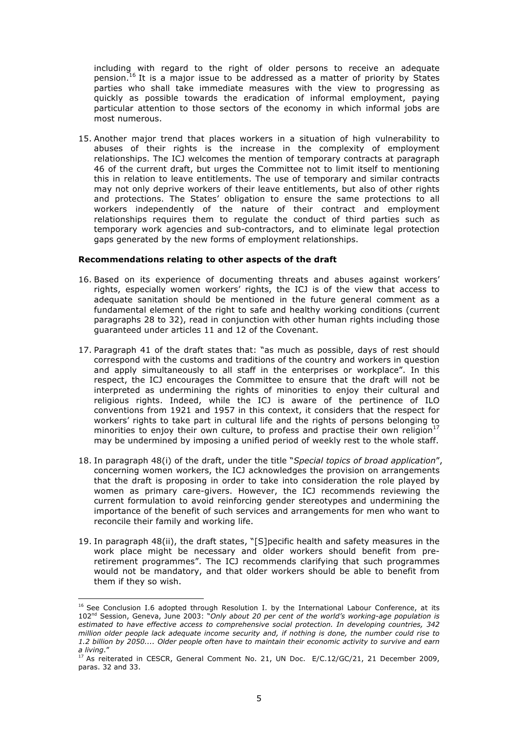including with regard to the right of older persons to receive an adequate pension.[16] It is a major issue to be addressed as a matter of priority by States parties who shall take immediate measures with the view to progressing as quickly as possible towards the eradication of informal employment, paying particular attention to those sectors of the economy in which informal jobs are most numerous.

15. Another major trend that places workers in a situation of high vulnerability to abuses of their rights is the increase in the complexity of employment relationships. The ICJ welcomes the mention of temporary contracts at paragraph 46 of the current draft, but urges the Committee not to limit itself to mentioning this in relation to leave entitlements. The use of temporary and similar contracts may not only deprive workers of their leave entitlements, but also of other rights and protections. The States' obligation to ensure the same protections to all workers independently of the nature of their contract and employment relationships requires them to regulate the conduct of third parties such as temporary work agencies and sub-contractors, and to eliminate legal protection gaps generated by the new forms of employment relationships.

**Recommendations relating to other aspects of the draft**

16. Based on its experience of documenting threats and abuses against workers' rights, especially women workers' rights, the ICJ is of the view that access to adequate sanitation should be mentioned in the future general comment as a fundamental element of the right to safe and healthy working conditions (current paragraphs 28 to 32), read in conjunction with other human rights including those guaranteed under articles 11 and 12 of the Covenant.

17. Paragraph 41 of the draft states that: "as much as possible, days of rest should correspond with the customs and traditions of the country and workers in question and apply simultaneously to all staff in the enterprises or workplace". In this respect, the ICJ encourages the Committee to ensure that the draft will not be interpreted as undermining the rights of minorities to enjoy their cultural and religious rights. Indeed, while the ICJ is aware of the pertinence of ILO conventions from 1921 and 1957 in this context, it considers that the respect for workers' rights to take part in cultural life and the rights of persons belonging to minorities to enjoy their own culture, to profess and practise their own religion[17] may be undermined by imposing a unified period of weekly rest to the whole staff.

18. In paragraph 48(i) of the draft, under the title "*Special topics of broad application*", concerning women workers, the ICJ acknowledges the provision on arrangements that the draft is proposing in order to take into consideration the role played by women as primary care-givers. However, the ICJ recommends reviewing the current formulation to avoid reinforcing gender stereotypes and undermining the importance of the benefit of such services and arrangements for men who want to reconcile their family and working life.

19. In paragraph 48(ii), the draft states, "[S]pecific health and safety measures in the work place might be necessary and older workers should benefit from pre-retirement programmes". The ICJ recommends clarifying that such programmes would not be mandatory, and that older workers should be able to benefit from them if they so wish.

---

[16] See Conclusion I.6 adopted through Resolution I. by the International Labour Conference, at its 102nd Session, Geneva, June 2003: "*Only about 20 per cent of the world's working-age population is estimated to have effective access to comprehensive social protection. In developing countries, 342 million older people lack adequate income security and, if nothing is done, the number could rise to 1.2 billion by 2050.... Older people often have to maintain their economic activity to survive and earn a living*."

[17] As reiterated in CESCR, General Comment No. 21, UN Doc. E/C.12/GC/21, 21 December 2009, paras. 32 and 33.